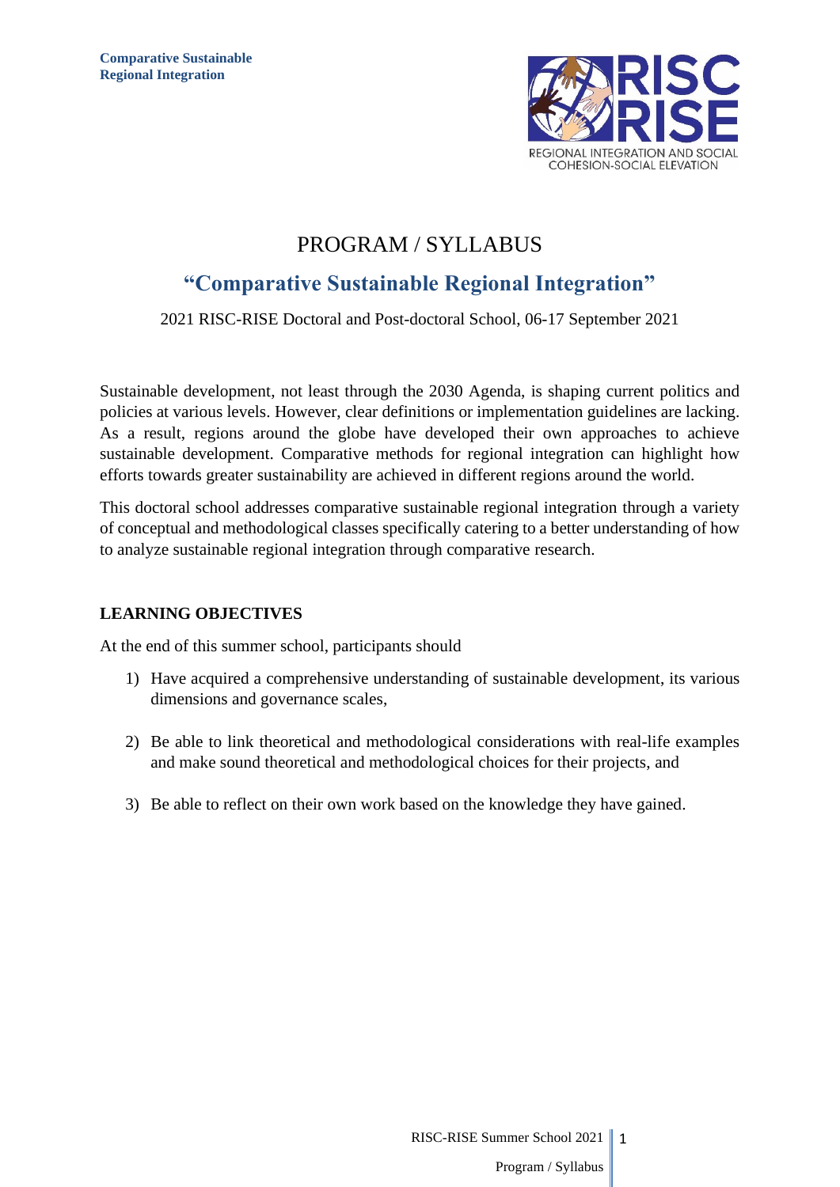# PROGRAM / SYLLABUS

## “Comparative Sustainable Regional Integration”

2021 RISC-RISE Doctoral and Post-doctoral School, 06-17 September 2021

Sustainable development, not least through the 2030 Agenda, is shaping current politics and policies at various levels. However, clear definitions or implementation guidelines are lacking. As a result, regions around the globe have developed their own approaches to achieve sustainable development. Comparative methods for regional integration can highlight how efforts towards greater sustainability are achieved in different regions around the world.

This doctoral school addresses comparative sustainable regional integration through a variety of conceptual and methodological classes specifically catering to a better understanding of how to analyze sustainable regional integration through comparative research.

### LEARNING OBJECTIVES

At the end of this summer school, participants should

1) Have acquired a comprehensive understanding of sustainable development, its various dimensions and governance scales,
2) Be able to link theoretical and methodological considerations with real-life examples and make sound theoretical and methodological choices for their projects, and
3) Be able to reflect on their own work based on the knowledge they have gained.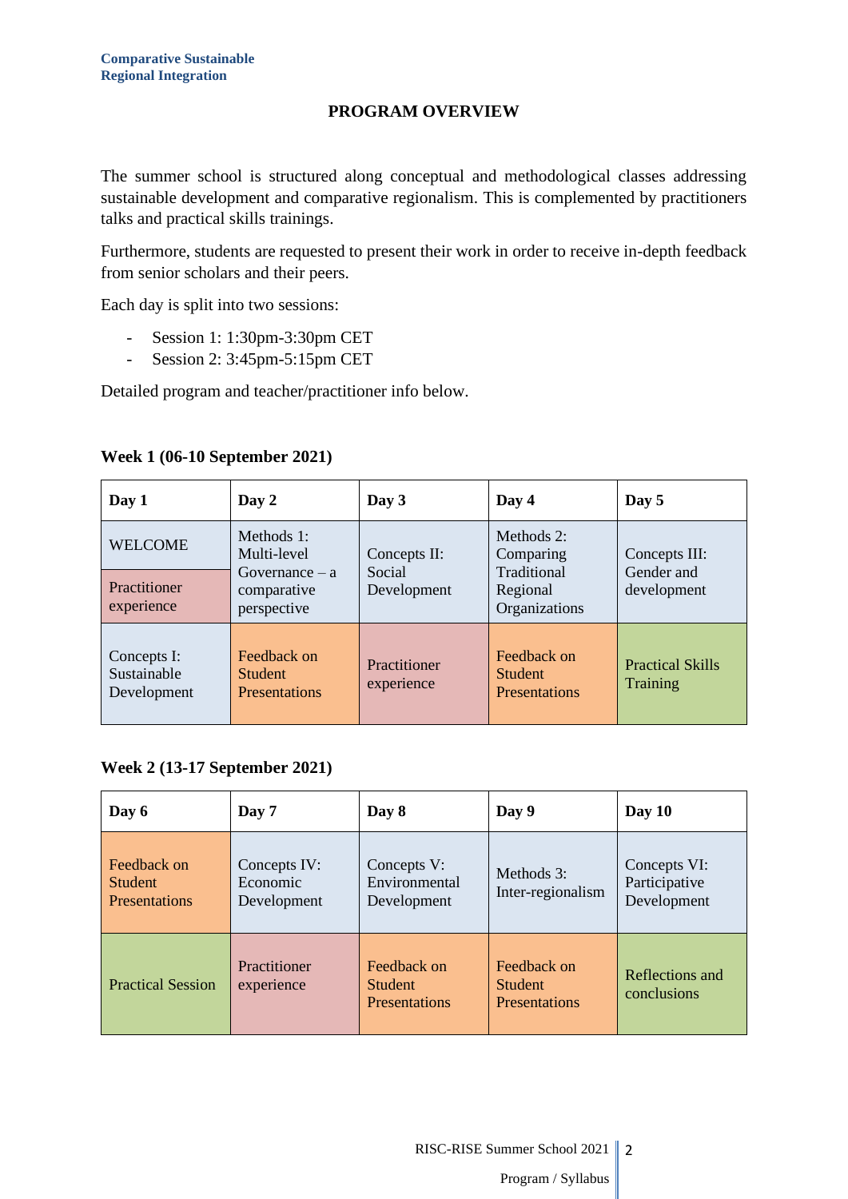**Comparative Sustainable Regional Integration**

## PROGRAM OVERVIEW

The summer school is structured along conceptual and methodological classes addressing sustainable development and comparative regionalism. This is complemented by practitioners talks and practical skills trainings.

Furthermore, students are requested to present their work in order to receive in-depth feedback from senior scholars and their peers.

Each day is split into two sessions:

- Session 1: 1:30pm-3:30pm CET
- Session 2: 3:45pm-5:15pm CET

Detailed program and teacher/practitioner info below.

### Week 1 (06-10 September 2021)

| Day 1 | Day 2 | Day 3 | Day 4 | Day 5 |
|---|---|---|---|---|
| WELCOME / Practitioner experience | Methods 1: Multi-level Governance – a comparative perspective | Concepts II: Social Development | Methods 2: Comparing Traditional Regional Organizations | Concepts III: Gender and development |
| Concepts I: Sustainable Development | Feedback on Student Presentations | Practitioner experience | Feedback on Student Presentations | Practical Skills Training |

### Week 2 (13-17 September 2021)

| Day 6 | Day 7 | Day 8 | Day 9 | Day 10 |
|---|---|---|---|---|
| Feedback on Student Presentations | Concepts IV: Economic Development | Concepts V: Environmental Development | Methods 3: Inter-regionalism | Concepts VI: Participative Development |
| Practical Session | Practitioner experience | Feedback on Student Presentations | Feedback on Student Presentations | Reflections and conclusions |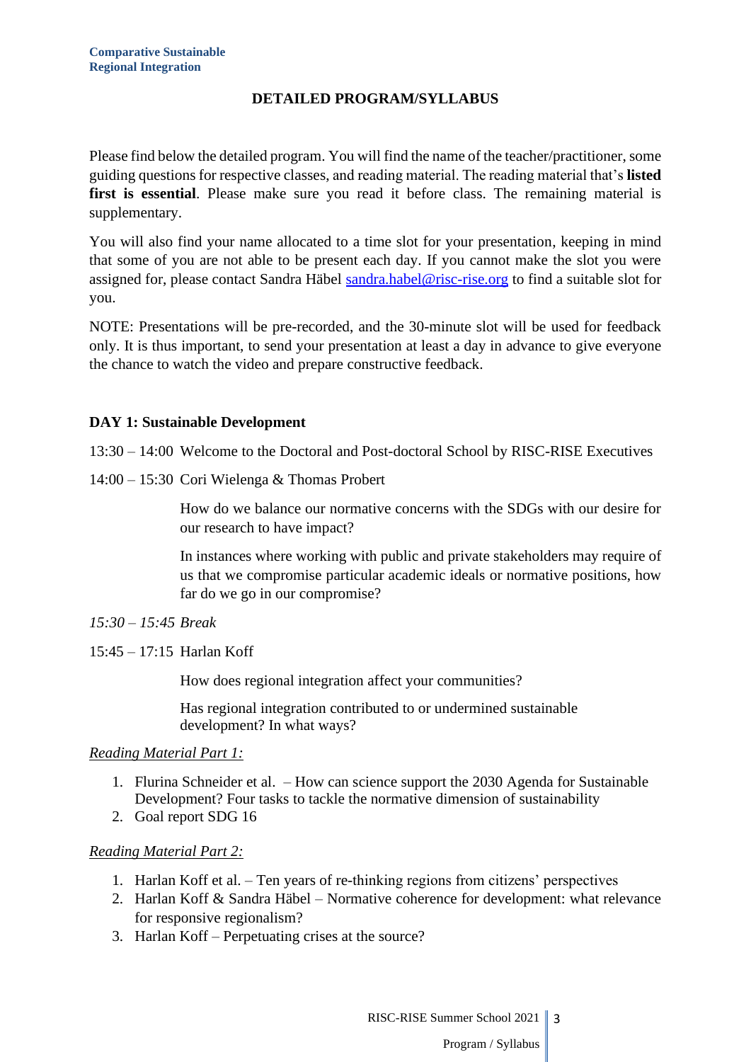## DETAILED PROGRAM/SYLLABUS

Please find below the detailed program. You will find the name of the teacher/practitioner, some guiding questions for respective classes, and reading material. The reading material that's **listed first is essential**. Please make sure you read it before class. The remaining material is supplementary.

You will also find your name allocated to a time slot for your presentation, keeping in mind that some of you are not able to be present each day. If you cannot make the slot you were assigned for, please contact Sandra Häbel sandra.habel@risc-rise.org to find a suitable slot for you.

NOTE: Presentations will be pre-recorded, and the 30-minute slot will be used for feedback only. It is thus important, to send your presentation at least a day in advance to give everyone the chance to watch the video and prepare constructive feedback.

### DAY 1: Sustainable Development

13:30 – 14:00 Welcome to the Doctoral and Post-doctoral School by RISC-RISE Executives

14:00 – 15:30 Cori Wielenga & Thomas Probert

How do we balance our normative concerns with the SDGs with our desire for our research to have impact?

In instances where working with public and private stakeholders may require of us that we compromise particular academic ideals or normative positions, how far do we go in our compromise?

*15:30 – 15:45 Break*

15:45 – 17:15 Harlan Koff

How does regional integration affect your communities?

Has regional integration contributed to or undermined sustainable development? In what ways?

*Reading Material Part 1:*

1. Flurina Schneider et al. – How can science support the 2030 Agenda for Sustainable Development? Four tasks to tackle the normative dimension of sustainability
2. Goal report SDG 16

*Reading Material Part 2:*

1. Harlan Koff et al. – Ten years of re-thinking regions from citizens' perspectives
2. Harlan Koff & Sandra Häbel – Normative coherence for development: what relevance for responsive regionalism?
3. Harlan Koff – Perpetuating crises at the source?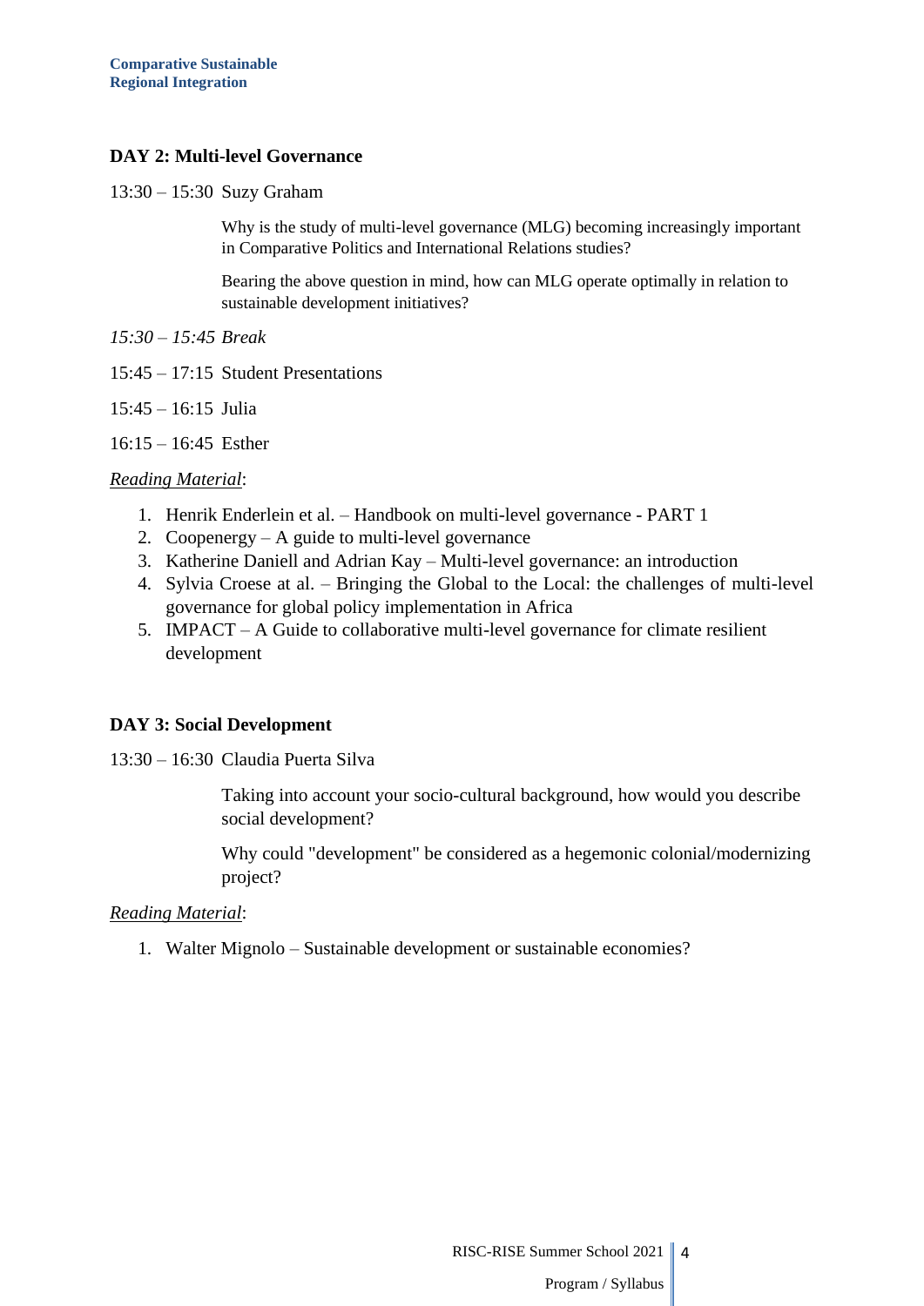### DAY 2: Multi-level Governance

13:30 – 15:30 Suzy Graham

Why is the study of multi-level governance (MLG) becoming increasingly important in Comparative Politics and International Relations studies?

Bearing the above question in mind, how can MLG operate optimally in relation to sustainable development initiatives?

*15:30 – 15:45 Break*

15:45 – 17:15 Student Presentations

15:45 – 16:15 Julia

16:15 – 16:45 Esther

*Reading Material*:

1. Henrik Enderlein et al. – Handbook on multi-level governance - PART 1
2. Coopenergy – A guide to multi-level governance
3. Katherine Daniell and Adrian Kay – Multi-level governance: an introduction
4. Sylvia Croese at al. – Bringing the Global to the Local: the challenges of multi-level governance for global policy implementation in Africa
5. IMPACT – A Guide to collaborative multi-level governance for climate resilient development

### DAY 3: Social Development

13:30 – 16:30 Claudia Puerta Silva

Taking into account your socio-cultural background, how would you describe social development?

Why could "development" be considered as a hegemonic colonial/modernizing project?

*Reading Material*:

1. Walter Mignolo – Sustainable development or sustainable economies?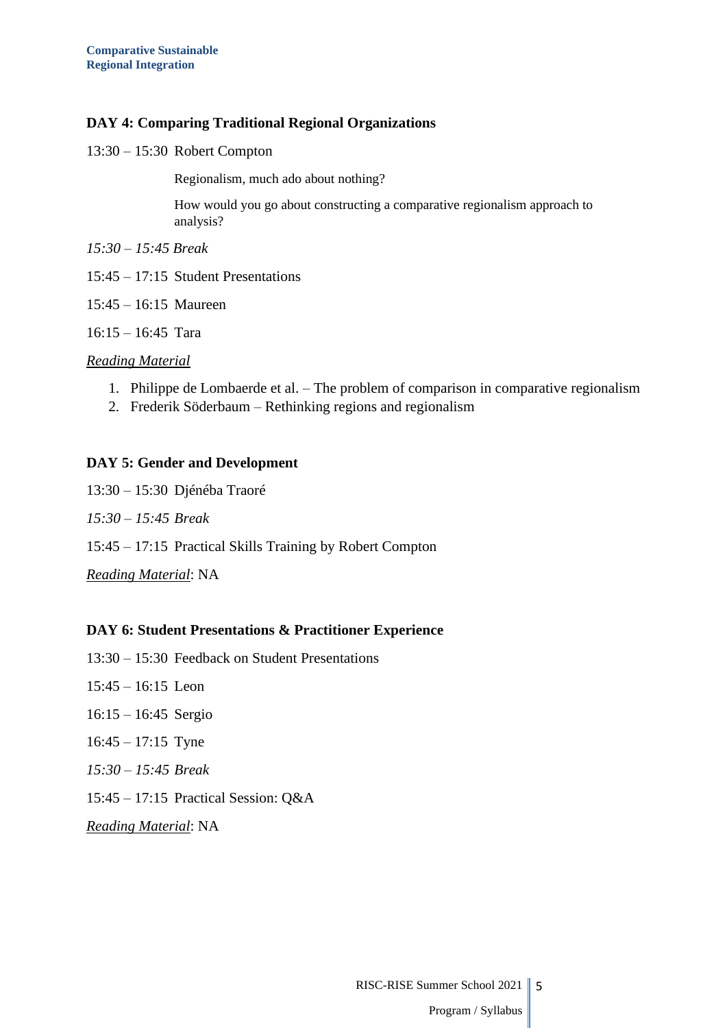## DAY 4: Comparing Traditional Regional Organizations

13:30 – 15:30 Robert Compton

Regionalism, much ado about nothing?

How would you go about constructing a comparative regionalism approach to analysis?

*15:30 – 15:45 Break*

15:45 – 17:15 Student Presentations

15:45 – 16:15 Maureen

16:15 – 16:45 Tara

*Reading Material*

1. Philippe de Lombaerde et al. – The problem of comparison in comparative regionalism
2. Frederik Söderbaum – Rethinking regions and regionalism

## DAY 5: Gender and Development

13:30 – 15:30 Djénéba Traoré

*15:30 – 15:45 Break*

15:45 – 17:15 Practical Skills Training by Robert Compton

*Reading Material*: NA

## DAY 6: Student Presentations & Practitioner Experience

13:30 – 15:30 Feedback on Student Presentations

15:45 – 16:15 Leon

16:15 – 16:45 Sergio

16:45 – 17:15 Tyne

*15:30 – 15:45 Break*

15:45 – 17:15 Practical Session: Q&A

*Reading Material*: NA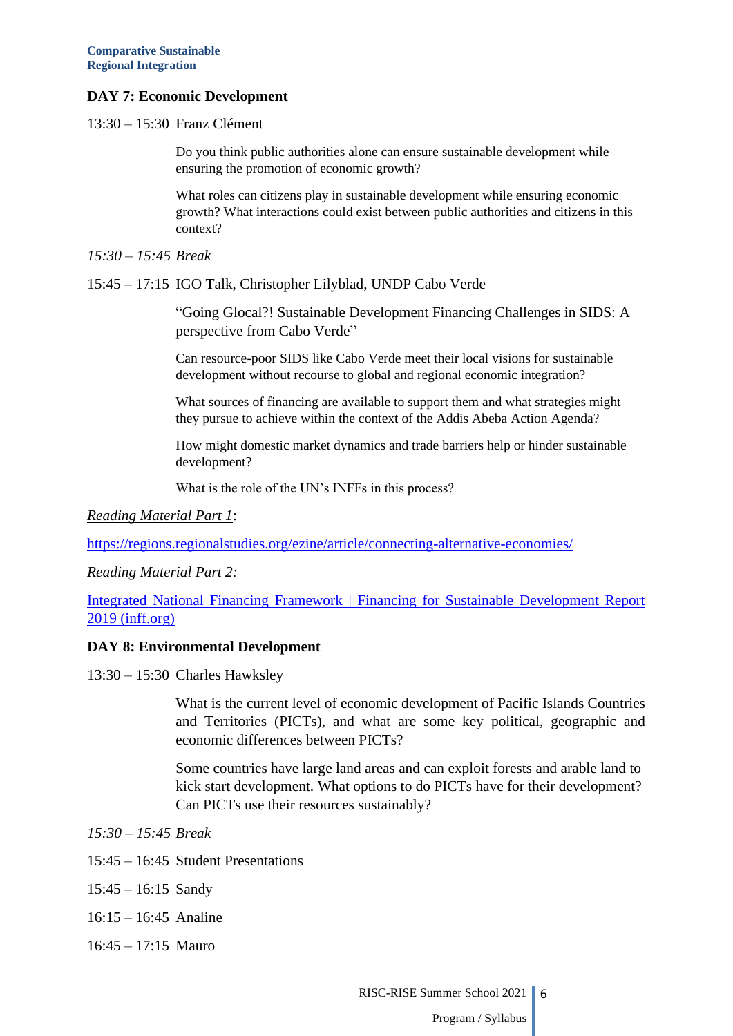### DAY 7: Economic Development

13:30 – 15:30 Franz Clément

Do you think public authorities alone can ensure sustainable development while ensuring the promotion of economic growth?

What roles can citizens play in sustainable development while ensuring economic growth? What interactions could exist between public authorities and citizens in this context?

*15:30 – 15:45 Break*

15:45 – 17:15 IGO Talk, Christopher Lilyblad, UNDP Cabo Verde

"Going Glocal?! Sustainable Development Financing Challenges in SIDS: A perspective from Cabo Verde"

Can resource-poor SIDS like Cabo Verde meet their local visions for sustainable development without recourse to global and regional economic integration?

What sources of financing are available to support them and what strategies might they pursue to achieve within the context of the Addis Abeba Action Agenda?

How might domestic market dynamics and trade barriers help or hinder sustainable development?

What is the role of the UN's INFFs in this process?

*Reading Material Part 1*:

https://regions.regionalstudies.org/ezine/article/connecting-alternative-economies/

*Reading Material Part 2:*

Integrated National Financing Framework | Financing for Sustainable Development Report 2019 (inff.org)

### DAY 8: Environmental Development

13:30 – 15:30 Charles Hawksley

What is the current level of economic development of Pacific Islands Countries and Territories (PICTs), and what are some key political, geographic and economic differences between PICTs?

Some countries have large land areas and can exploit forests and arable land to kick start development. What options to do PICTs have for their development? Can PICTs use their resources sustainably?

*15:30 – 15:45 Break*

15:45 – 16:45 Student Presentations

15:45 – 16:15 Sandy

16:15 – 16:45 Analine

16:45 – 17:15 Mauro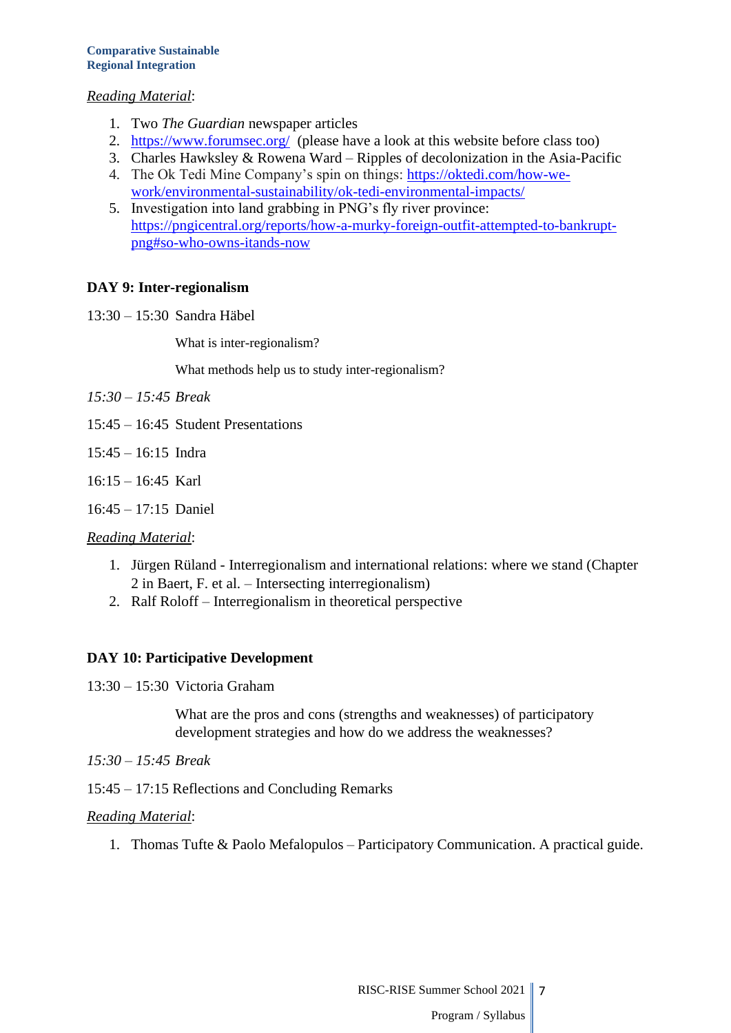*Reading Material*:

1. Two *The Guardian* newspaper articles
2. https://www.forumsec.org/ (please have a look at this website before class too)
3. Charles Hawksley & Rowena Ward – Ripples of decolonization in the Asia-Pacific
4. The Ok Tedi Mine Company's spin on things: https://oktedi.com/how-we-work/environmental-sustainability/ok-tedi-environmental-impacts/
5. Investigation into land grabbing in PNG's fly river province: https://pngicentral.org/reports/how-a-murky-foreign-outfit-attempted-to-bankrupt-png#so-who-owns-itands-now

**DAY 9: Inter-regionalism**

13:30 – 15:30 Sandra Häbel

What is inter-regionalism?

What methods help us to study inter-regionalism?

*15:30 – 15:45 Break*

15:45 – 16:45 Student Presentations

15:45 – 16:15 Indra

16:15 – 16:45 Karl

16:45 – 17:15 Daniel

*Reading Material*:

1. Jürgen Rüland - Interregionalism and international relations: where we stand (Chapter 2 in Baert, F. et al. – Intersecting interregionalism)
2. Ralf Roloff – Interregionalism in theoretical perspective

**DAY 10: Participative Development**

13:30 – 15:30 Victoria Graham

What are the pros and cons (strengths and weaknesses) of participatory development strategies and how do we address the weaknesses?

*15:30 – 15:45 Break*

15:45 – 17:15 Reflections and Concluding Remarks

*Reading Material*:

1. Thomas Tufte & Paolo Mefalopulos – Participatory Communication. A practical guide.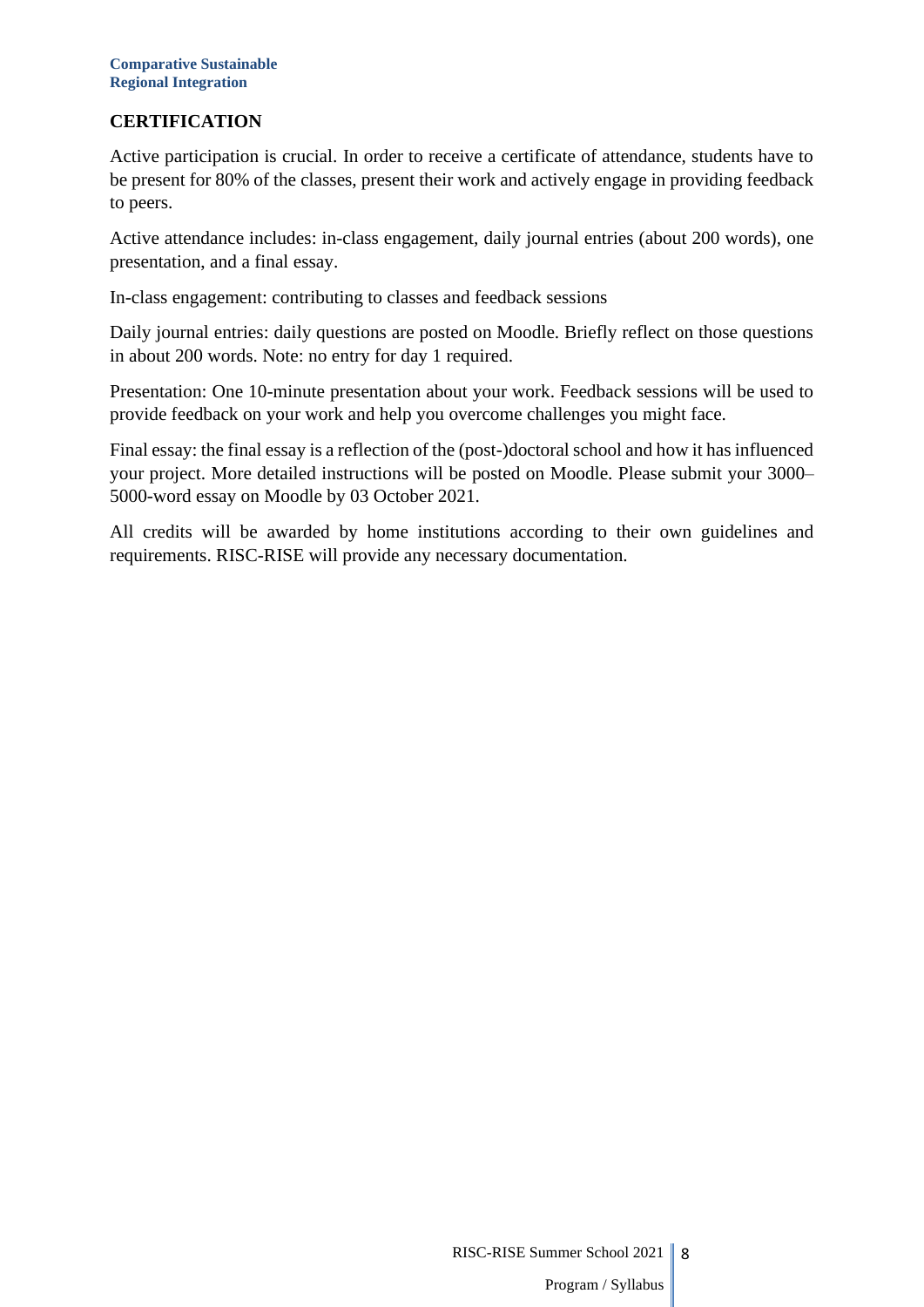## CERTIFICATION

Active participation is crucial. In order to receive a certificate of attendance, students have to be present for 80% of the classes, present their work and actively engage in providing feedback to peers.

Active attendance includes: in-class engagement, daily journal entries (about 200 words), one presentation, and a final essay.

In-class engagement: contributing to classes and feedback sessions

Daily journal entries: daily questions are posted on Moodle. Briefly reflect on those questions in about 200 words. Note: no entry for day 1 required.

Presentation: One 10-minute presentation about your work. Feedback sessions will be used to provide feedback on your work and help you overcome challenges you might face.

Final essay: the final essay is a reflection of the (post-)doctoral school and how it has influenced your project. More detailed instructions will be posted on Moodle. Please submit your 3000–5000-word essay on Moodle by 03 October 2021.

All credits will be awarded by home institutions according to their own guidelines and requirements. RISC-RISE will provide any necessary documentation.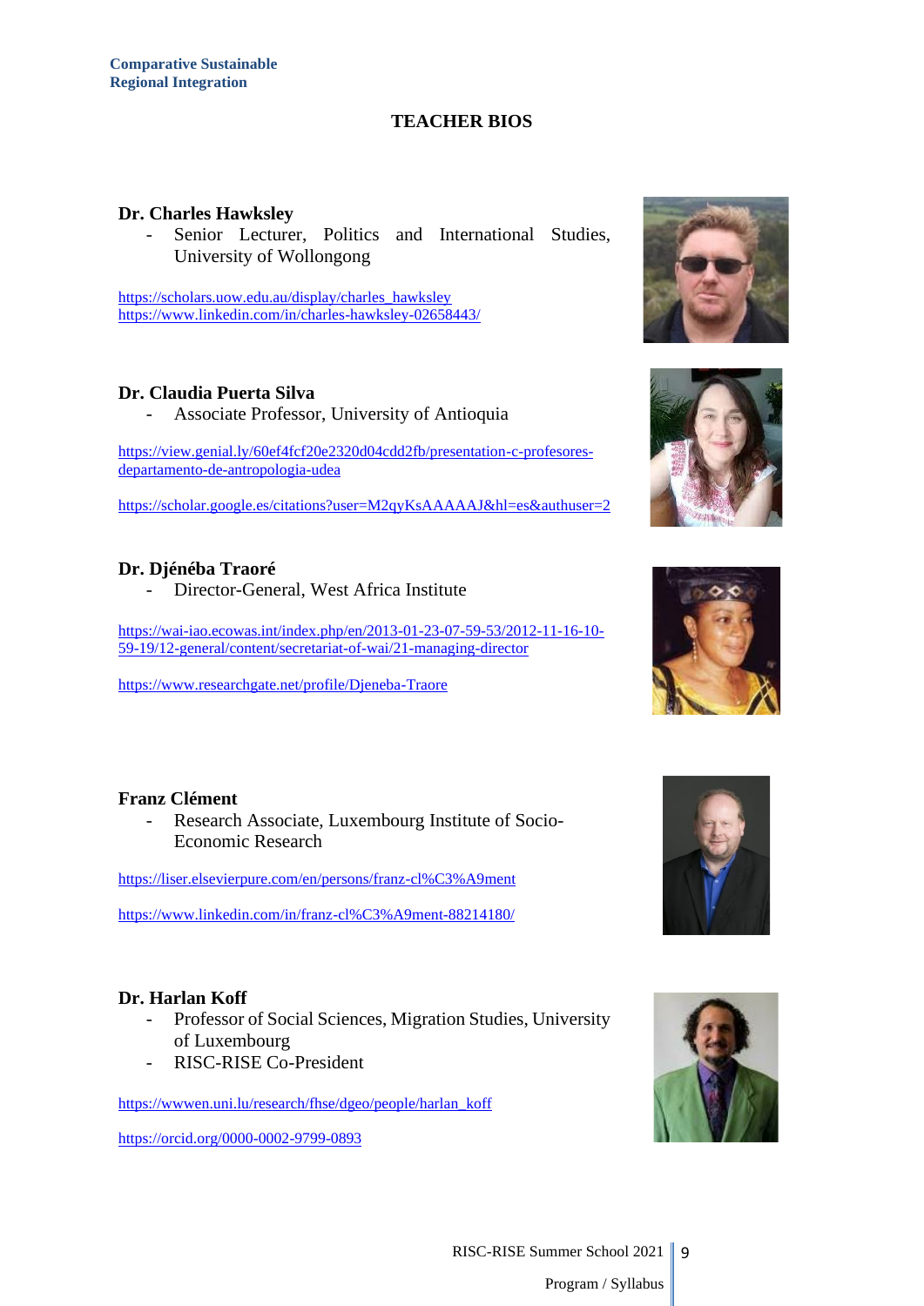# TEACHER BIOS

**Dr. Charles Hawksley**

- Senior Lecturer, Politics and International Studies, University of Wollongong

https://scholars.uow.edu.au/display/charles_hawksley
https://www.linkedin.com/in/charles-hawksley-02658443/

**Dr. Claudia Puerta Silva**

- Associate Professor, University of Antioquia

https://view.genial.ly/60ef4fcf20e2320d04cdd2fb/presentation-c-profesores-departamento-de-antropologia-udea

https://scholar.google.es/citations?user=M2qyKsAAAAAJ&hl=es&authuser=2

**Dr. Djénéba Traoré**

- Director-General, West Africa Institute

https://wai-iao.ecowas.int/index.php/en/2013-01-23-07-59-53/2012-11-16-10-59-19/12-general/content/secretariat-of-wai/21-managing-director

https://www.researchgate.net/profile/Djeneba-Traore

**Franz Clément**

- Research Associate, Luxembourg Institute of Socio-Economic Research

https://liser.elsevierpure.com/en/persons/franz-cl%C3%A9ment

https://www.linkedin.com/in/franz-cl%C3%A9ment-88214180/

**Dr. Harlan Koff**

- Professor of Social Sciences, Migration Studies, University of Luxembourg
- RISC-RISE Co-President

https://wwwen.uni.lu/research/fhse/dgeo/people/harlan_koff

https://orcid.org/0000-0002-9799-0893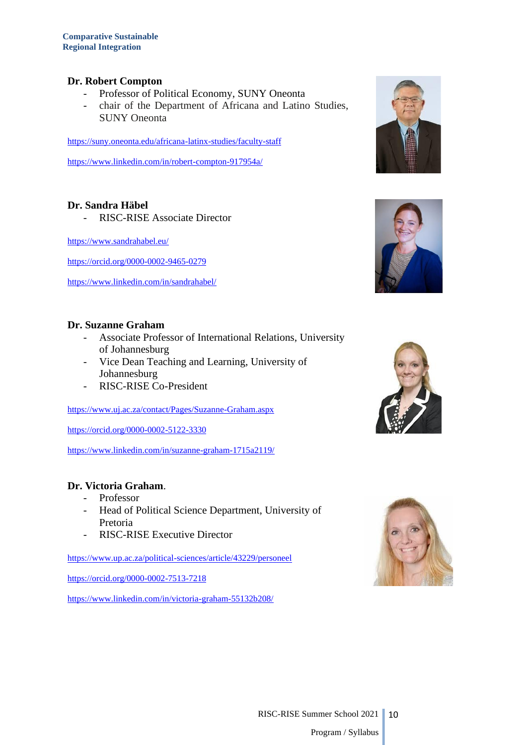### Dr. Robert Compton

- Professor of Political Economy, SUNY Oneonta
- chair of the Department of Africana and Latino Studies, SUNY Oneonta

https://suny.oneonta.edu/africana-latinx-studies/faculty-staff

https://www.linkedin.com/in/robert-compton-917954a/

### Dr. Sandra Häbel

- RISC-RISE Associate Director

https://www.sandrahabel.eu/

https://orcid.org/0000-0002-9465-0279

https://www.linkedin.com/in/sandrahabel/

### Dr. Suzanne Graham

- Associate Professor of International Relations, University of Johannesburg
- Vice Dean Teaching and Learning, University of Johannesburg
- RISC-RISE Co-President

https://www.uj.ac.za/contact/Pages/Suzanne-Graham.aspx

https://orcid.org/0000-0002-5122-3330

https://www.linkedin.com/in/suzanne-graham-1715a2119/

### Dr. Victoria Graham.

- Professor
- Head of Political Science Department, University of Pretoria
- RISC-RISE Executive Director

https://www.up.ac.za/political-sciences/article/43229/personeel

https://orcid.org/0000-0002-7513-7218

https://www.linkedin.com/in/victoria-graham-55132b208/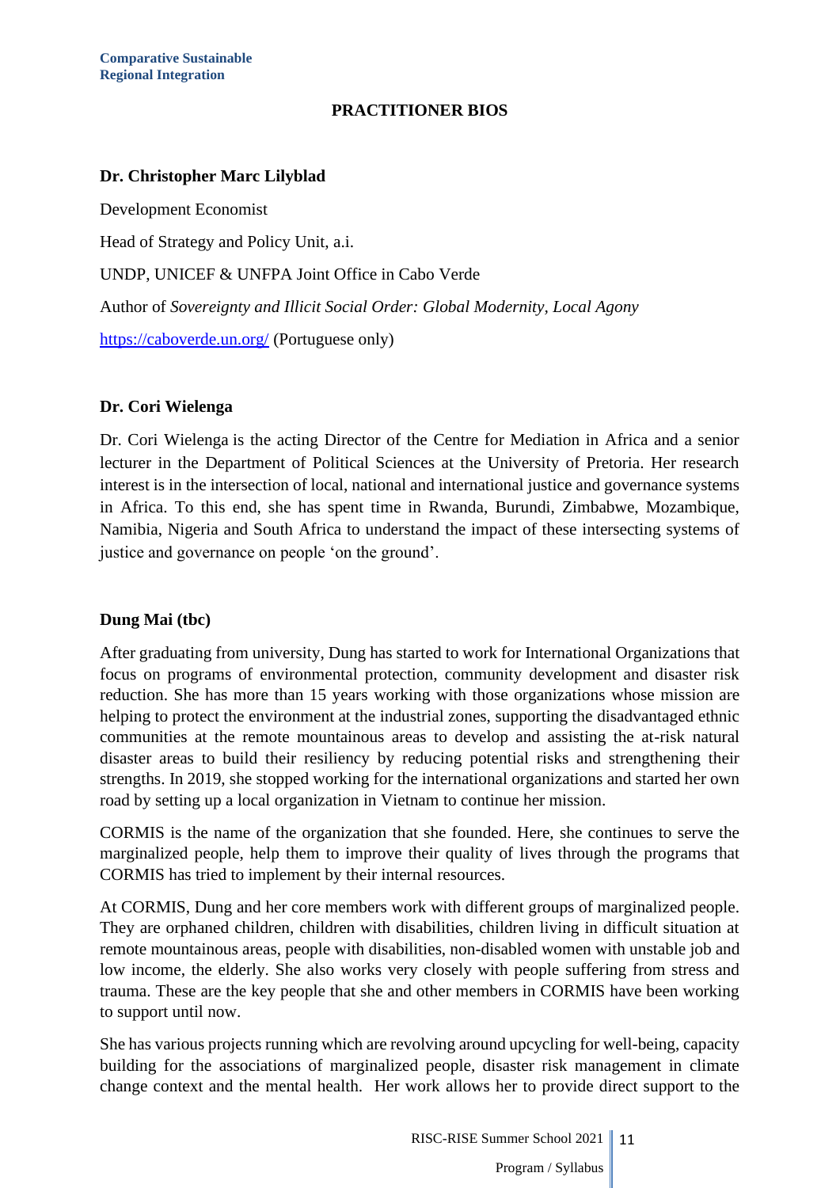## PRACTITIONER BIOS

### Dr. Christopher Marc Lilyblad

Development Economist

Head of Strategy and Policy Unit, a.i.

UNDP, UNICEF & UNFPA Joint Office in Cabo Verde

Author of *Sovereignty and Illicit Social Order: Global Modernity, Local Agony*

https://caboverde.un.org/ (Portuguese only)

### Dr. Cori Wielenga

Dr. Cori Wielenga is the acting Director of the Centre for Mediation in Africa and a senior lecturer in the Department of Political Sciences at the University of Pretoria. Her research interest is in the intersection of local, national and international justice and governance systems in Africa. To this end, she has spent time in Rwanda, Burundi, Zimbabwe, Mozambique, Namibia, Nigeria and South Africa to understand the impact of these intersecting systems of justice and governance on people 'on the ground'.

### Dung Mai (tbc)

After graduating from university, Dung has started to work for International Organizations that focus on programs of environmental protection, community development and disaster risk reduction. She has more than 15 years working with those organizations whose mission are helping to protect the environment at the industrial zones, supporting the disadvantaged ethnic communities at the remote mountainous areas to develop and assisting the at-risk natural disaster areas to build their resiliency by reducing potential risks and strengthening their strengths. In 2019, she stopped working for the international organizations and started her own road by setting up a local organization in Vietnam to continue her mission.

CORMIS is the name of the organization that she founded. Here, she continues to serve the marginalized people, help them to improve their quality of lives through the programs that CORMIS has tried to implement by their internal resources.

At CORMIS, Dung and her core members work with different groups of marginalized people. They are orphaned children, children with disabilities, children living in difficult situation at remote mountainous areas, people with disabilities, non-disabled women with unstable job and low income, the elderly. She also works very closely with people suffering from stress and trauma. These are the key people that she and other members in CORMIS have been working to support until now.

She has various projects running which are revolving around upcycling for well-being, capacity building for the associations of marginalized people, disaster risk management in climate change context and the mental health. Her work allows her to provide direct support to the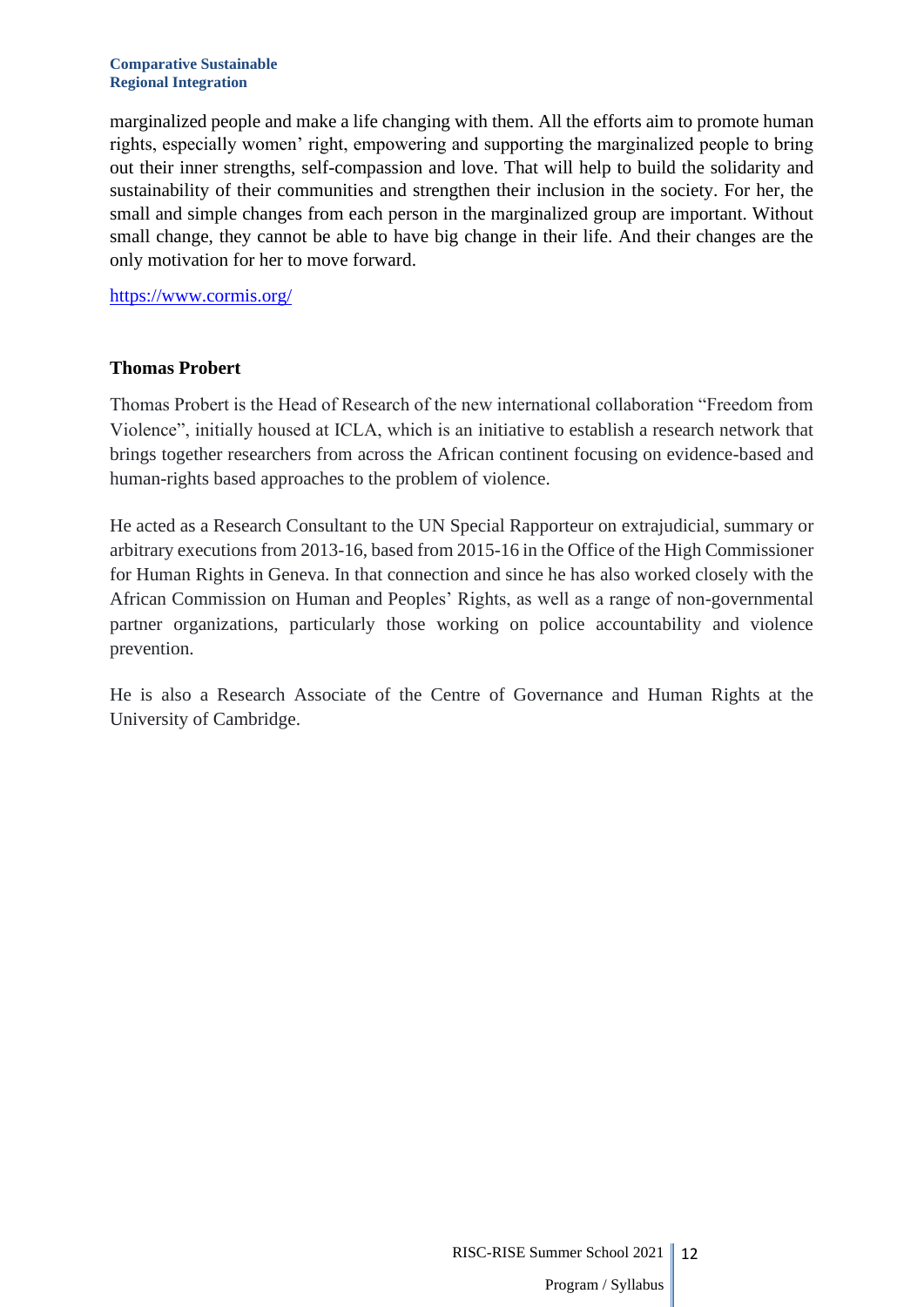marginalized people and make a life changing with them. All the efforts aim to promote human rights, especially women' right, empowering and supporting the marginalized people to bring out their inner strengths, self-compassion and love. That will help to build the solidarity and sustainability of their communities and strengthen their inclusion in the society. For her, the small and simple changes from each person in the marginalized group are important. Without small change, they cannot be able to have big change in their life. And their changes are the only motivation for her to move forward.

https://www.cormis.org/

### Thomas Probert

Thomas Probert is the Head of Research of the new international collaboration "Freedom from Violence", initially housed at ICLA, which is an initiative to establish a research network that brings together researchers from across the African continent focusing on evidence-based and human-rights based approaches to the problem of violence.

He acted as a Research Consultant to the UN Special Rapporteur on extrajudicial, summary or arbitrary executions from 2013-16, based from 2015-16 in the Office of the High Commissioner for Human Rights in Geneva. In that connection and since he has also worked closely with the African Commission on Human and Peoples' Rights, as well as a range of non-governmental partner organizations, particularly those working on police accountability and violence prevention.

He is also a Research Associate of the Centre of Governance and Human Rights at the University of Cambridge.